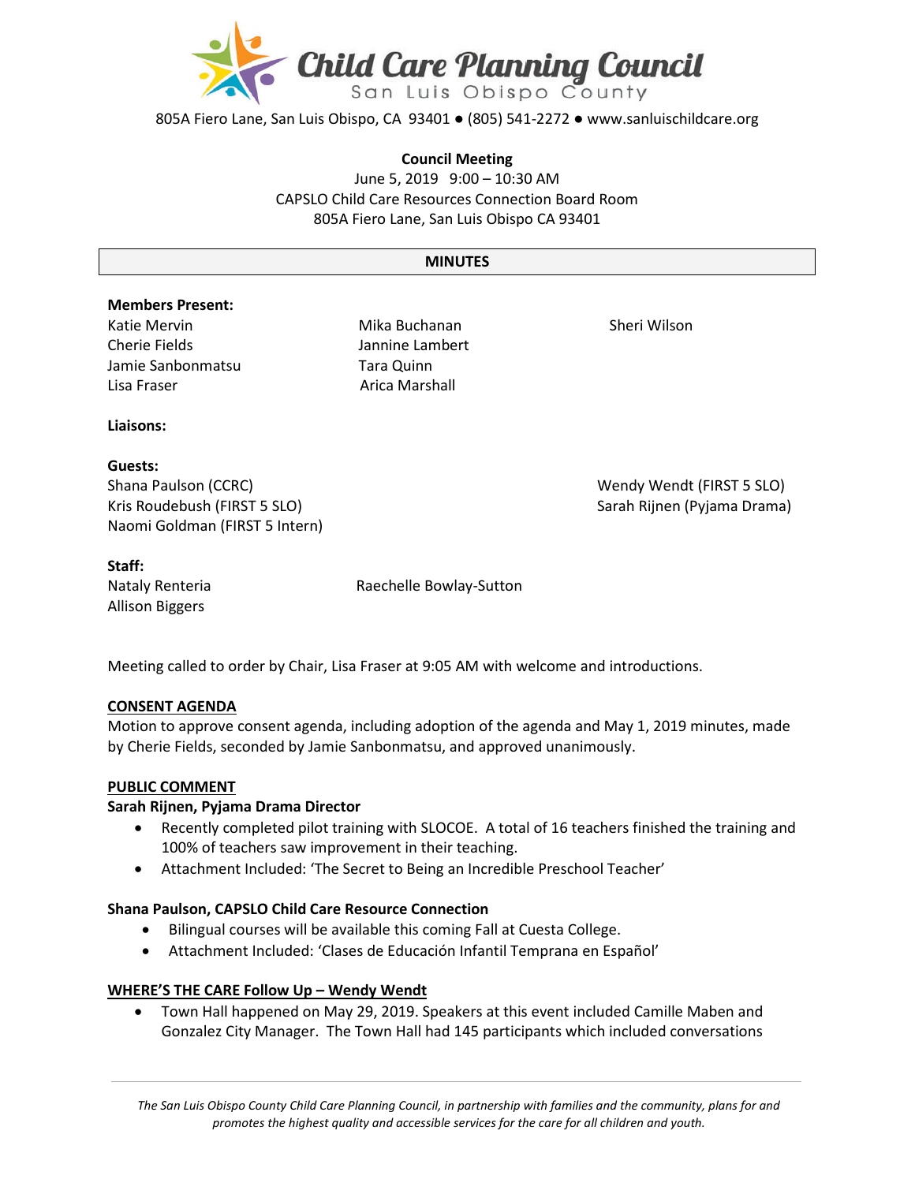# Child Care Planning Council

San Luis Obispo County

805A Fiero Lane, San Luis Obispo, CA 93401 ● (805) 541-2272 ● www.sanluischildcare.org

**Council Meeting**
June 5, 2019 9:00 – 10:30 AM
CAPSLO Child Care Resources Connection Board Room
805A Fiero Lane, San Luis Obispo CA 93401

**MINUTES**

**Members Present:**
Katie Mervin
Cherie Fields
Jamie Sanbonmatsu
Lisa Fraser
Mika Buchanan
Jannine Lambert
Tara Quinn
Arica Marshall
Sheri Wilson

**Liaisons:**

**Guests:**
Shana Paulson (CCRC)
Kris Roudebush (FIRST 5 SLO)
Naomi Goldman (FIRST 5 Intern)
Wendy Wendt (FIRST 5 SLO)
Sarah Rijnen (Pyjama Drama)

**Staff:**
Nataly Renteria
Allison Biggers
Raechelle Bowlay-Sutton

Meeting called to order by Chair, Lisa Fraser at 9:05 AM with welcome and introductions.

**CONSENT AGENDA**
Motion to approve consent agenda, including adoption of the agenda and May 1, 2019 minutes, made by Cherie Fields, seconded by Jamie Sanbonmatsu, and approved unanimously.

**PUBLIC COMMENT**

**Sarah Rijnen, Pyjama Drama Director**

- Recently completed pilot training with SLOCOE. A total of 16 teachers finished the training and 100% of teachers saw improvement in their teaching.
- Attachment Included: 'The Secret to Being an Incredible Preschool Teacher'

**Shana Paulson, CAPSLO Child Care Resource Connection**

- Bilingual courses will be available this coming Fall at Cuesta College.
- Attachment Included: 'Clases de Educación Infantil Temprana en Español'

**WHERE'S THE CARE Follow Up – Wendy Wendt**

- Town Hall happened on May 29, 2019. Speakers at this event included Camille Maben and Gonzalez City Manager. The Town Hall had 145 participants which included conversations

*The San Luis Obispo County Child Care Planning Council, in partnership with families and the community, plans for and promotes the highest quality and accessible services for the care for all children and youth.*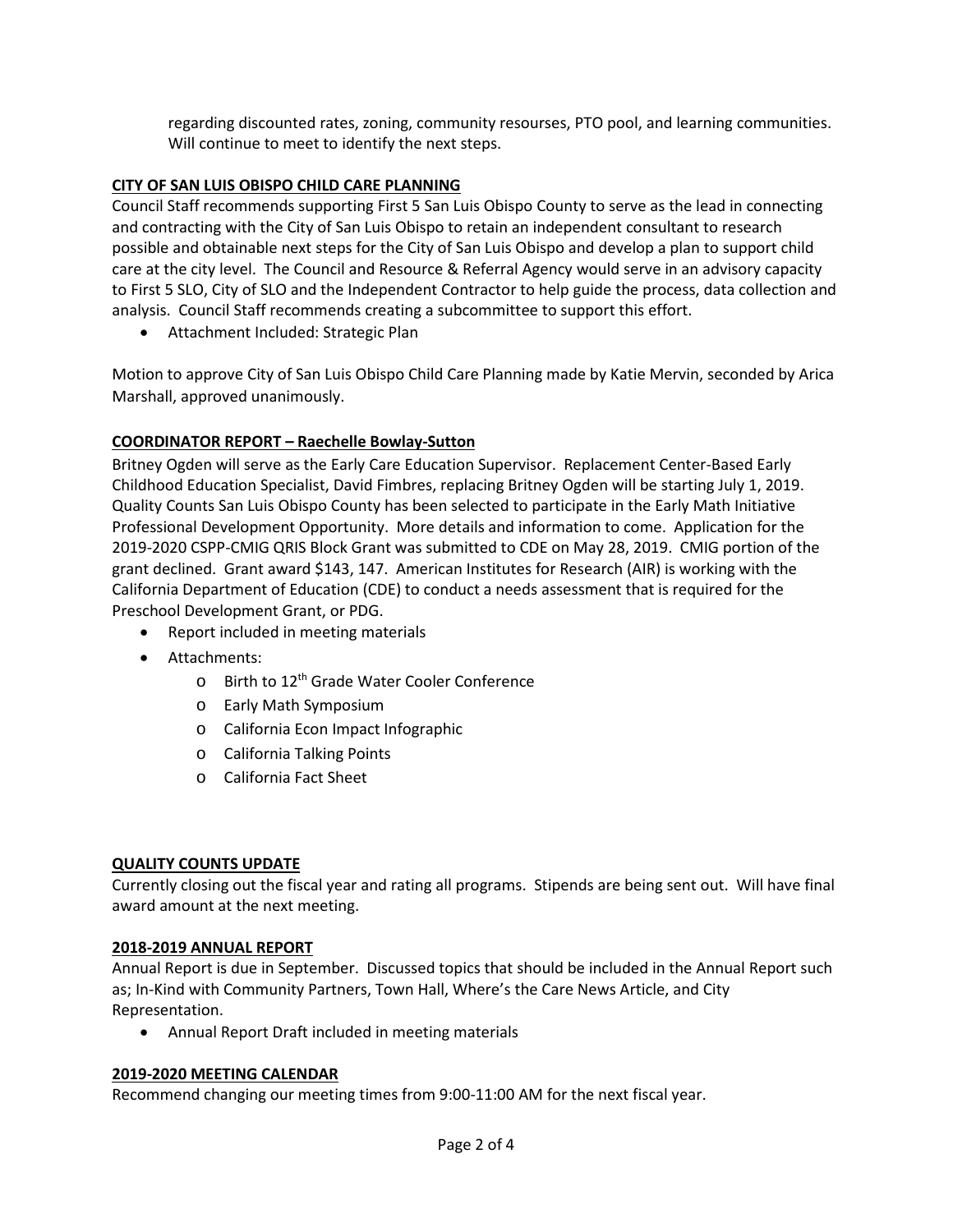regarding discounted rates, zoning, community resourses, PTO pool, and learning communities. Will continue to meet to identify the next steps.

**CITY OF SAN LUIS OBISPO CHILD CARE PLANNING**

Council Staff recommends supporting First 5 San Luis Obispo County to serve as the lead in connecting and contracting with the City of San Luis Obispo to retain an independent consultant to research possible and obtainable next steps for the City of San Luis Obispo and develop a plan to support child care at the city level. The Council and Resource & Referral Agency would serve in an advisory capacity to First 5 SLO, City of SLO and the Independent Contractor to help guide the process, data collection and analysis. Council Staff recommends creating a subcommittee to support this effort.

- Attachment Included: Strategic Plan

Motion to approve City of San Luis Obispo Child Care Planning made by Katie Mervin, seconded by Arica Marshall, approved unanimously.

**COORDINATOR REPORT – Raechelle Bowlay-Sutton**

Britney Ogden will serve as the Early Care Education Supervisor. Replacement Center-Based Early Childhood Education Specialist, David Fimbres, replacing Britney Ogden will be starting July 1, 2019. Quality Counts San Luis Obispo County has been selected to participate in the Early Math Initiative Professional Development Opportunity. More details and information to come. Application for the 2019-2020 CSPP-CMIG QRIS Block Grant was submitted to CDE on May 28, 2019. CMIG portion of the grant declined. Grant award $143, 147. American Institutes for Research (AIR) is working with the California Department of Education (CDE) to conduct a needs assessment that is required for the Preschool Development Grant, or PDG.

- Report included in meeting materials
- Attachments:
  - Birth to 12th Grade Water Cooler Conference
  - Early Math Symposium
  - California Econ Impact Infographic
  - California Talking Points
  - California Fact Sheet

**QUALITY COUNTS UPDATE**

Currently closing out the fiscal year and rating all programs. Stipends are being sent out. Will have final award amount at the next meeting.

**2018-2019 ANNUAL REPORT**

Annual Report is due in September. Discussed topics that should be included in the Annual Report such as; In-Kind with Community Partners, Town Hall, Where's the Care News Article, and City Representation.

- Annual Report Draft included in meeting materials

**2019-2020 MEETING CALENDAR**

Recommend changing our meeting times from 9:00-11:00 AM for the next fiscal year.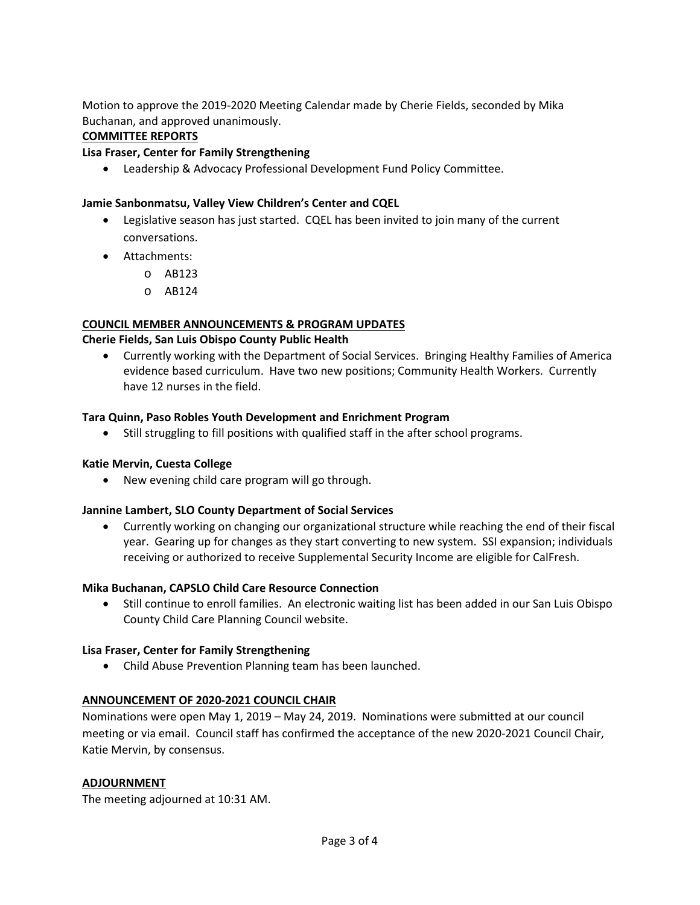Motion to approve the 2019-2020 Meeting Calendar made by Cherie Fields, seconded by Mika Buchanan, and approved unanimously.

## COMMITTEE REPORTS

**Lisa Fraser, Center for Family Strengthening**

- Leadership & Advocacy Professional Development Fund Policy Committee.

**Jamie Sanbonmatsu, Valley View Children's Center and CQEL**

- Legislative season has just started. CQEL has been invited to join many of the current conversations.
- Attachments:
  - AB123
  - AB124

## COUNCIL MEMBER ANNOUNCEMENTS & PROGRAM UPDATES

**Cherie Fields, San Luis Obispo County Public Health**

- Currently working with the Department of Social Services. Bringing Healthy Families of America evidence based curriculum. Have two new positions; Community Health Workers. Currently have 12 nurses in the field.

**Tara Quinn, Paso Robles Youth Development and Enrichment Program**

- Still struggling to fill positions with qualified staff in the after school programs.

**Katie Mervin, Cuesta College**

- New evening child care program will go through.

**Jannine Lambert, SLO County Department of Social Services**

- Currently working on changing our organizational structure while reaching the end of their fiscal year. Gearing up for changes as they start converting to new system. SSI expansion; individuals receiving or authorized to receive Supplemental Security Income are eligible for CalFresh.

**Mika Buchanan, CAPSLO Child Care Resource Connection**

- Still continue to enroll families. An electronic waiting list has been added in our San Luis Obispo County Child Care Planning Council website.

**Lisa Fraser, Center for Family Strengthening**

- Child Abuse Prevention Planning team has been launched.

## ANNOUNCEMENT OF 2020-2021 COUNCIL CHAIR

Nominations were open May 1, 2019 – May 24, 2019. Nominations were submitted at our council meeting or via email. Council staff has confirmed the acceptance of the new 2020-2021 Council Chair, Katie Mervin, by consensus.

## ADJOURNMENT

The meeting adjourned at 10:31 AM.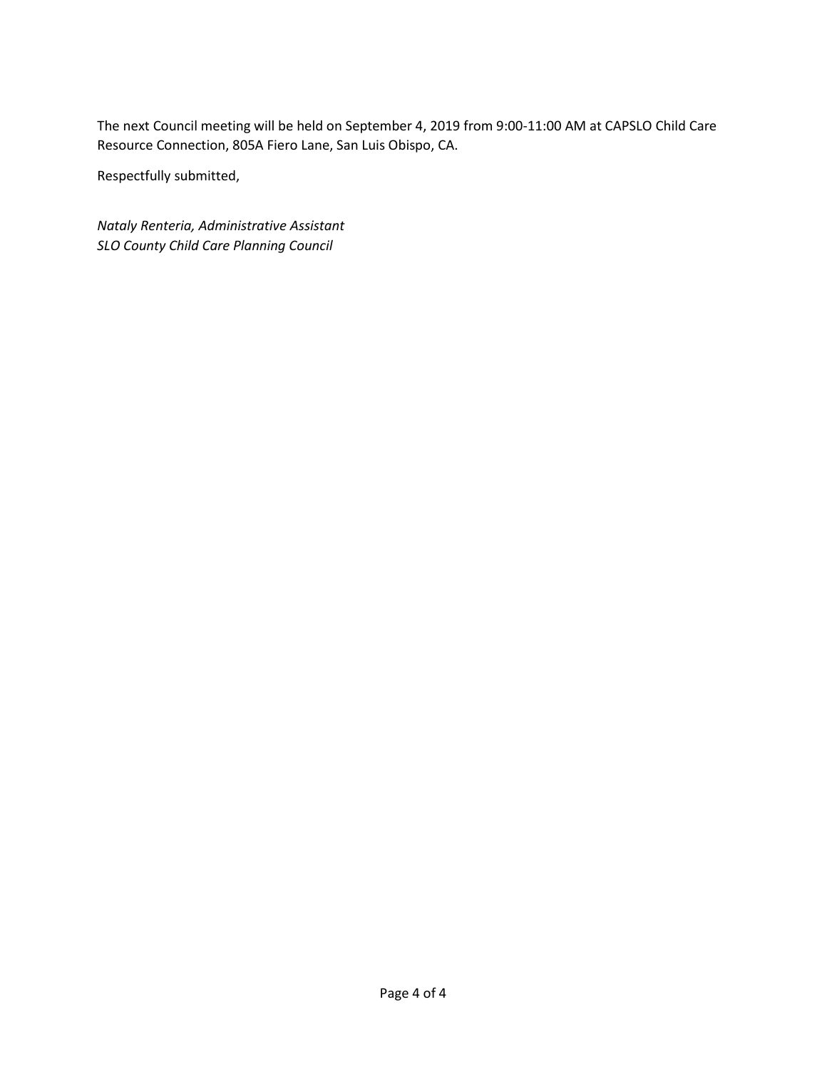The next Council meeting will be held on September 4, 2019 from 9:00-11:00 AM at CAPSLO Child Care Resource Connection, 805A Fiero Lane, San Luis Obispo, CA.

Respectfully submitted,

*Nataly Renteria, Administrative Assistant*
*SLO County Child Care Planning Council*